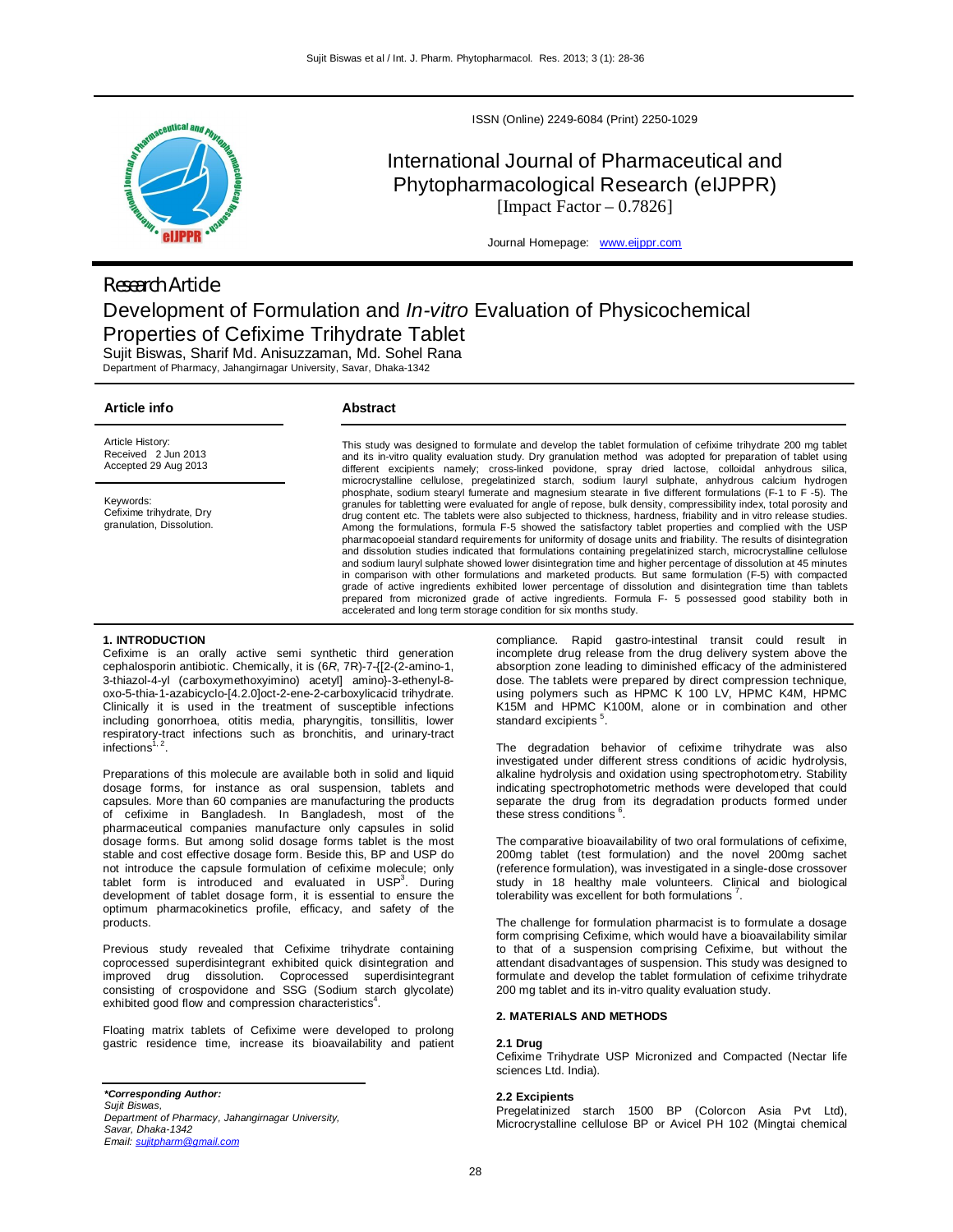ISSN (Online) 2249-6084 (Print) 2250-1029

# International Journal of Pharmaceutical and Phytopharmacological Research (eIJPPR)

[Impact Factor – 0.7826]

Journal Homepage: www.eijppr.com

*Research Article*

# Development of Formulation and *In-vitro* Evaluation of Physicochemical Properties of Cefixime Trihydrate Tablet

Sujit Biswas, Sharif Md. Anisuzzaman, Md. Sohel Rana

Department of Pharmacy, Jahangirnagar University, Savar, Dhaka-1342

## Article info

Article History:
Received 2 Jun 2013
Accepted 29 Aug 2013

Keywords:
Cefixime trihydrate, Dry granulation, Dissolution.

## Abstract

This study was designed to formulate and develop the tablet formulation of cefixime trihydrate 200 mg tablet and its in-vitro quality evaluation study. Dry granulation method was adopted for preparation of tablet using different excipients namely; cross-linked povidone, spray dried lactose, colloidal anhydrous silica, microcrystalline cellulose, pregelatinized starch, sodium lauryl sulphate, anhydrous calcium hydrogen phosphate, sodium stearyl fumerate and magnesium stearate in five different formulations (F-1 to F -5). The granules for tabletting were evaluated for angle of repose, bulk density, compressibility index, total porosity and drug content etc. The tablets were also subjected to thickness, hardness, friability and in vitro release studies. Among the formulations, formula F-5 showed the satisfactory tablet properties and complied with the USP pharmacopoeial standard requirements for uniformity of dosage units and friability. The results of disintegration and dissolution studies indicated that formulations containing pregelatinized starch, microcrystalline cellulose and sodium lauryl sulphate showed lower disintegration time and higher percentage of dissolution at 45 minutes in comparison with other formulations and marketed products. But same formulation (F-5) with compacted grade of active ingredients exhibited lower percentage of dissolution and disintegration time than tablets prepared from micronized grade of active ingredients. Formula F- 5 possessed good stability both in accelerated and long term storage condition for six months study.

## 1. INTRODUCTION

Cefixime is an orally active semi synthetic third generation cephalosporin antibiotic. Chemically, it is (6*R*, 7R)-7-{[2-(2-amino-1, 3-thiazol-4-yl (carboxymethoxyimino) acetyl] amino}-3-ethenyl-8-oxo-5-thia-1-azabicyclo-[4.2.0]oct-2-ene-2-carboxylicacid trihydrate. Clinically it is used in the treatment of susceptible infections including gonorrhoea, otitis media, pharyngitis, tonsillitis, lower respiratory-tract infections such as bronchitis, and urinary-tract infections[1, 2].

Preparations of this molecule are available both in solid and liquid dosage forms, for instance as oral suspension, tablets and capsules. More than 60 companies are manufacturing the products of cefixime in Bangladesh. In Bangladesh, most of the pharmaceutical companies manufacture only capsules in solid dosage forms. But among solid dosage forms tablet is the most stable and cost effective dosage form. Beside this, BP and USP do not introduce the capsule formulation of cefixime molecule; only tablet form is introduced and evaluated in USP[3]. During development of tablet dosage form, it is essential to ensure the optimum pharmacokinetics profile, efficacy, and safety of the products.

Previous study revealed that Cefixime trihydrate containing coprocessed superdisintegrant exhibited quick disintegration and improved drug dissolution. Coprocessed superdisintegrant consisting of crospovidone and SSG (Sodium starch glycolate) exhibited good flow and compression characteristics[4].

Floating matrix tablets of Cefixime were developed to prolong gastric residence time, increase its bioavailability and patient compliance. Rapid gastro-intestinal transit could result in incomplete drug release from the drug delivery system above the absorption zone leading to diminished efficacy of the administered dose. The tablets were prepared by direct compression technique, using polymers such as HPMC K 100 LV, HPMC K4M, HPMC K15M and HPMC K100M, alone or in combination and other standard excipients [5].

The degradation behavior of cefixime trihydrate was also investigated under different stress conditions of acidic hydrolysis, alkaline hydrolysis and oxidation using spectrophotometry. Stability indicating spectrophotometric methods were developed that could separate the drug from its degradation products formed under these stress conditions [6].

The comparative bioavailability of two oral formulations of cefixime, 200mg tablet (test formulation) and the novel 200mg sachet (reference formulation), was investigated in a single-dose crossover study in 18 healthy male volunteers. Clinical and biological tolerability was excellent for both formulations [7].

The challenge for formulation pharmacist is to formulate a dosage form comprising Cefixime, which would have a bioavailability similar to that of a suspension comprising Cefixime, but without the attendant disadvantages of suspension. This study was designed to formulate and develop the tablet formulation of cefixime trihydrate 200 mg tablet and its in-vitro quality evaluation study.

## 2. MATERIALS AND METHODS

### 2.1 Drug

Cefixime Trihydrate USP Micronized and Compacted (Nectar life sciences Ltd. India).

### 2.2 Excipients

Pregelatinized starch 1500 BP (Colorcon Asia Pvt Ltd), Microcrystalline cellulose BP or Avicel PH 102 (Mingtai chemical

***Corresponding Author:**
*Sujit Biswas,*
*Department of Pharmacy, Jahangirnagar University,*
*Savar, Dhaka-1342*
*Email: sujitpharm@gmail.com*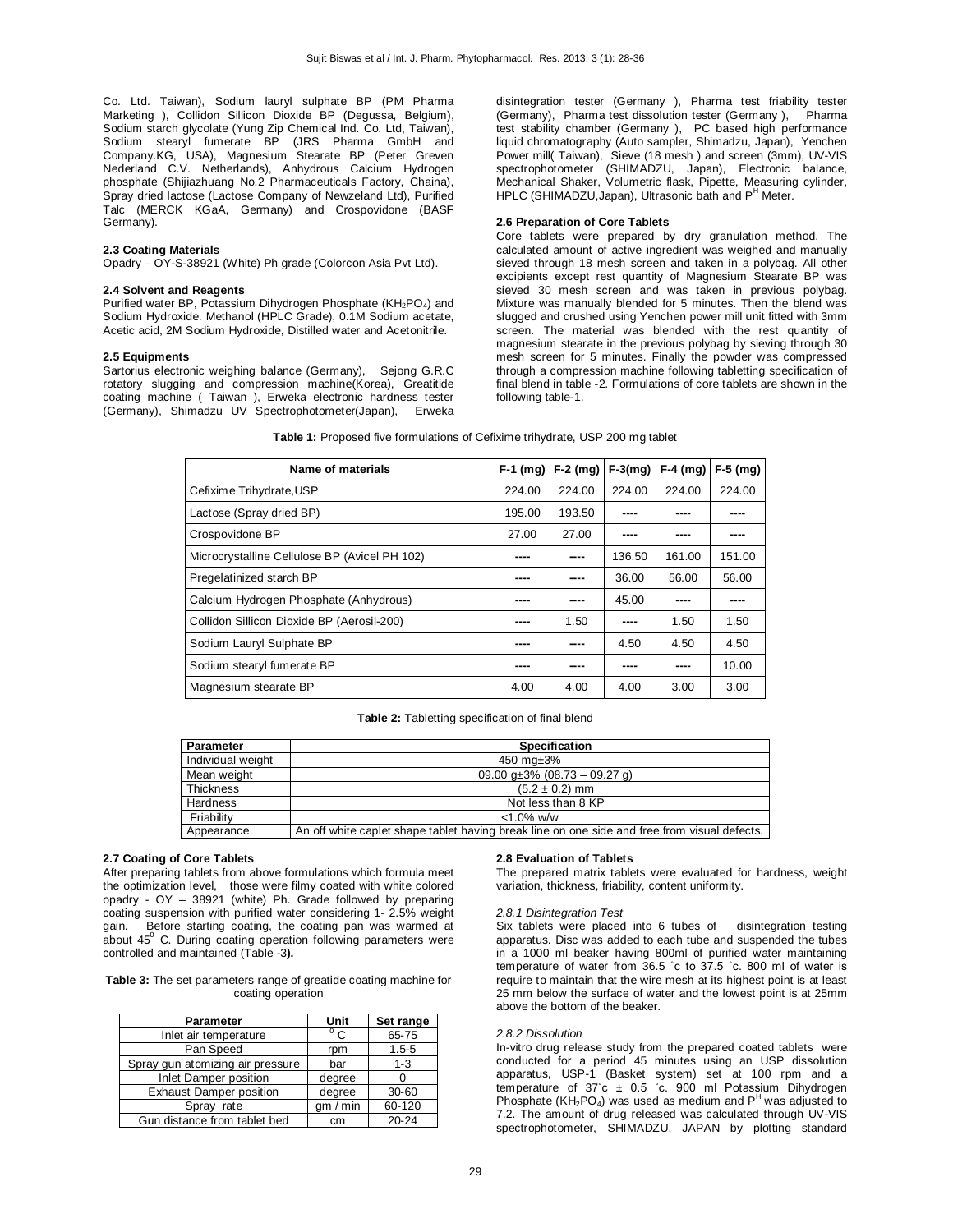Co. Ltd. Taiwan), Sodium lauryl sulphate BP (PM Pharma Marketing ), Collidon Sillicon Dioxide BP (Degussa, Belgium), Sodium starch glycolate (Yung Zip Chemical Ind. Co. Ltd, Taiwan), Sodium stearyl fumerate BP (JRS Pharma GmbH and Company.KG, USA), Magnesium Stearate BP (Peter Greven Nederland C.V. Netherlands), Anhydrous Calcium Hydrogen phosphate (Shijiazhuang No.2 Pharmaceuticals Factory, Chaina), Spray dried lactose (Lactose Company of Newzeland Ltd), Purified Talc (MERCK KGaA, Germany) and Crospovidone (BASF Germany).

### 2.3 Coating Materials

Opadry – OY-S-38921 (White) Ph grade (Colorcon Asia Pvt Ltd).

### 2.4 Solvent and Reagents

Purified water BP, Potassium Dihydrogen Phosphate ($KH_2PO_4$) and Sodium Hydroxide. Methanol (HPLC Grade), 0.1M Sodium acetate, Acetic acid, 2M Sodium Hydroxide, Distilled water and Acetonitrile.

### 2.5 Equipments

Sartorius electronic weighing balance (Germany), Sejong G.R.C rotatory slugging and compression machine(Korea), Greatitide coating machine ( Taiwan ), Erweka electronic hardness tester (Germany), Shimadzu UV Spectrophotometer(Japan), Erweka disintegration tester (Germany ), Pharma test friability tester (Germany), Pharma test dissolution tester (Germany ), Pharma test stability chamber (Germany ), PC based high performance liquid chromatography (Auto sampler, Shimadzu, Japan), Yenchen Power mill( Taiwan), Sieve (18 mesh ) and screen (3mm), UV-VIS spectrophotometer (SHIMADZU, Japan), Electronic balance, Mechanical Shaker, Volumetric flask, Pipette, Measuring cylinder, HPLC (SHIMADZU,Japan), Ultrasonic bath and $P^H$ Meter.

### 2.6 Preparation of Core Tablets

Core tablets were prepared by dry granulation method. The calculated amount of active ingredient was weighed and manually sieved through 18 mesh screen and taken in a polybag. All other excipients except rest quantity of Magnesium Stearate BP was sieved 30 mesh screen and was taken in previous polybag. Mixture was manually blended for 5 minutes. Then the blend was slugged and crushed using Yenchen power mill unit fitted with 3mm screen. The material was blended with the rest quantity of magnesium stearate in the previous polybag by sieving through 30 mesh screen for 5 minutes. Finally the powder was compressed through a compression machine following tabletting specification of final blend in table -2. Formulations of core tablets are shown in the following table-1.

**Table 1:** Proposed five formulations of Cefixime trihydrate, USP 200 mg tablet

| Name of materials | F-1 (mg) | F-2 (mg) | F-3(mg) | F-4 (mg) | F-5 (mg) |
|---|---|---|---|---|---|
| Cefixime Trihydrate,USP | 224.00 | 224.00 | 224.00 | 224.00 | 224.00 |
| Lactose (Spray dried BP) | 195.00 | 193.50 | ---- | ---- | ---- |
| Crospovidone BP | 27.00 | 27.00 | ---- | ---- | ---- |
| Microcrystalline Cellulose BP (Avicel PH 102) | ---- | ---- | 136.50 | 161.00 | 151.00 |
| Pregelatinized starch BP | ---- | ---- | 36.00 | 56.00 | 56.00 |
| Calcium Hydrogen Phosphate (Anhydrous) | ---- | ---- | 45.00 | ---- | ---- |
| Collidon Sillicon Dioxide BP (Aerosil-200) | ---- | 1.50 | ---- | 1.50 | 1.50 |
| Sodium Lauryl Sulphate BP | ---- | ---- | 4.50 | 4.50 | 4.50 |
| Sodium stearyl fumerate BP | ---- | ---- | ---- | ---- | 10.00 |
| Magnesium stearate BP | 4.00 | 4.00 | 4.00 | 3.00 | 3.00 |

**Table 2:** Tabletting specification of final blend

| Parameter | Specification |
|---|---|
| Individual weight | 450 mg±3% |
| Mean weight | 09.00 g±3% (08.73 – 09.27 g) |
| Thickness | (5.2 ± 0.2) mm |
| Hardness | Not less than 8 KP |
| Friability | <1.0% w/w |
| Appearance | An off white caplet shape tablet having break line on one side and free from visual defects. |

### 2.7 Coating of Core Tablets

After preparing tablets from above formulations which formula meet the optimization level, those were filmy coated with white colored opadry - OY – 38921 (white) Ph. Grade followed by preparing coating suspension with purified water considering 1- 2.5% weight gain. Before starting coating, the coating pan was warmed at about 45$^0$ C. During coating operation following parameters were controlled and maintained (Table -3**).**

**Table 3:** The set parameters range of greatide coating machine for coating operation

| Parameter | Unit | Set range |
|---|---|---|
| Inlet air temperature | $^0$ C | 65-75 |
| Pan Speed | rpm | 1.5-5 |
| Spray gun atomizing air pressure | bar | 1-3 |
| Inlet Damper position | degree | 0 |
| Exhaust Damper position | degree | 30-60 |
| Spray rate | gm / min | 60-120 |
| Gun distance from tablet bed | cm | 20-24 |

### 2.8 Evaluation of Tablets

The prepared matrix tablets were evaluated for hardness, weight variation, thickness, friability, content uniformity.

#### *2.8.1 Disintegration Test*

Six tablets were placed into 6 tubes of disintegration testing apparatus. Disc was added to each tube and suspended the tubes in a 1000 ml beaker having 800ml of purified water maintaining temperature of water from 36.5 ˚c to 37.5 ˚c. 800 ml of water is require to maintain that the wire mesh at its highest point is at least 25 mm below the surface of water and the lowest point is at 25mm above the bottom of the beaker.

#### *2.8.2 Dissolution*

In-vitro drug release study from the prepared coated tablets were conducted for a period 45 minutes using an USP dissolution apparatus, USP-1 (Basket system) set at 100 rpm and a temperature of 37˚c ± 0.5 ˚c. 900 ml Potassium Dihydrogen Phosphate ($KH_2PO_4$) was used as medium and $P^H$ was adjusted to 7.2. The amount of drug released was calculated through UV-VIS spectrophotometer, SHIMADZU, JAPAN by plotting standard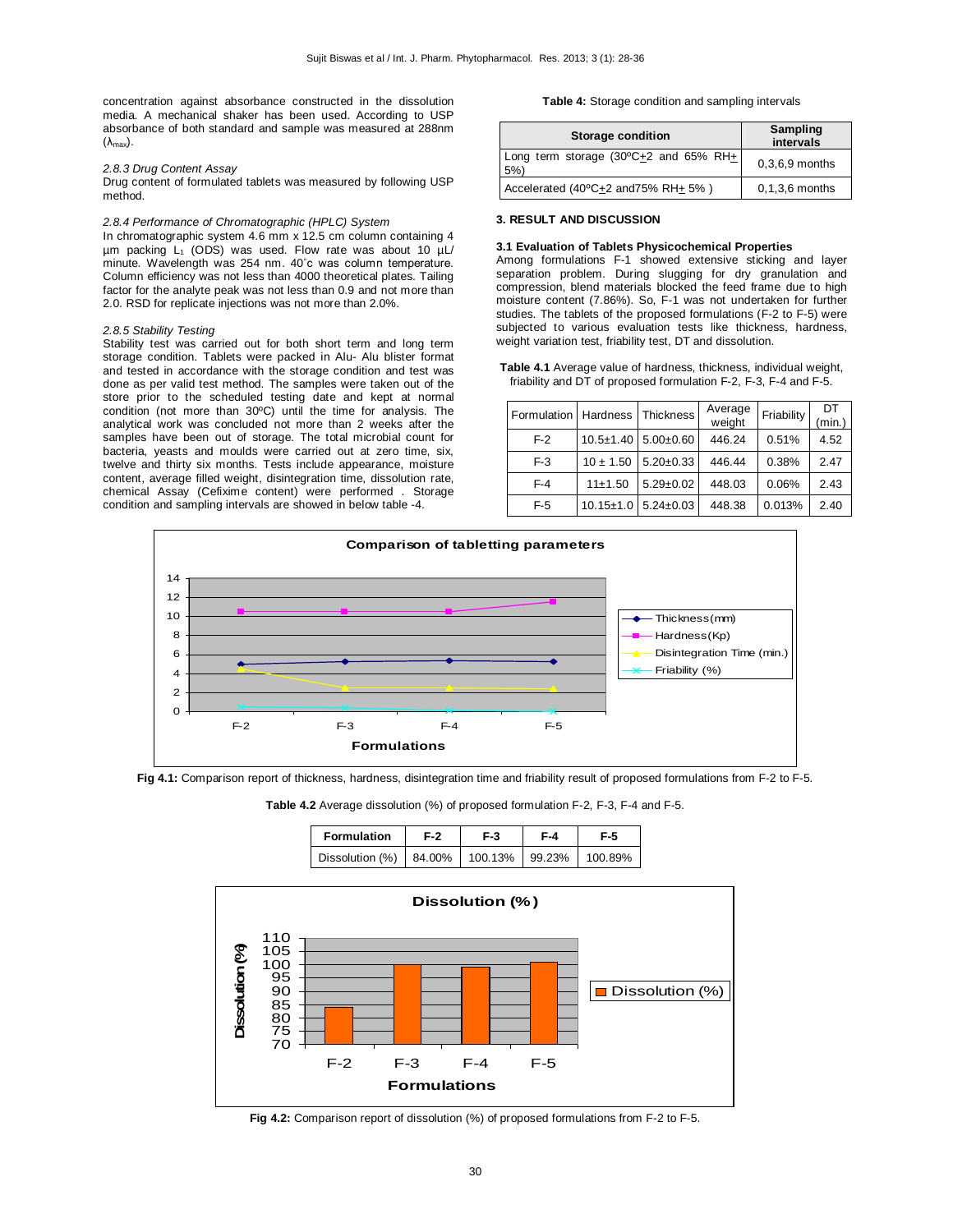concentration against absorbance constructed in the dissolution media. A mechanical shaker has been used. According to USP absorbance of both standard and sample was measured at 288nm ($\lambda_{max}$).

*2.8.3 Drug Content Assay*

Drug content of formulated tablets was measured by following USP method.

*2.8.4 Performance of Chromatographic (HPLC) System*

In chromatographic system 4.6 mm x 12.5 cm column containing 4 µm packing $L_1$ (ODS) was used. Flow rate was about 10 µL/ minute. Wavelength was 254 nm. 40˚c was column temperature. Column efficiency was not less than 4000 theoretical plates. Tailing factor for the analyte peak was not less than 0.9 and not more than 2.0. RSD for replicate injections was not more than 2.0%.

*2.8.5 Stability Testing*

Stability test was carried out for both short term and long term storage condition. Tablets were packed in Alu- Alu blister format and tested in accordance with the storage condition and test was done as per valid test method. The samples were taken out of the store prior to the scheduled testing date and kept at normal condition (not more than 30ºC) until the time for analysis. The analytical work was concluded not more than 2 weeks after the samples have been out of storage. The total microbial count for bacteria, yeasts and moulds were carried out at zero time, six, twelve and thirty six months. Tests include appearance, moisture content, average filled weight, disintegration time, dissolution rate, chemical Assay (Cefixime content) were performed . Storage condition and sampling intervals are showed in below table -4.

**Table 4:** Storage condition and sampling intervals

| Storage condition | Sampling intervals |
|---|---|
| Long term storage (30ºC±2 and 65% RH± 5%) | 0,3,6,9 months |
| Accelerated (40ºC±2 and75% RH± 5% ) | 0,1,3,6 months |

## 3. RESULT AND DISCUSSION

### 3.1 Evaluation of Tablets Physicochemical Properties

Among formulations F-1 showed extensive sticking and layer separation problem. During slugging for dry granulation and compression, blend materials blocked the feed frame due to high moisture content (7.86%). So, F-1 was not undertaken for further studies. The tablets of the proposed formulations (F-2 to F-5) were subjected to various evaluation tests like thickness, hardness, weight variation test, friability test, DT and dissolution.

**Table 4.1** Average value of hardness, thickness, individual weight, friability and DT of proposed formulation F-2, F-3, F-4 and F-5.

| Formulation | Hardness | Thickness | Average weight | Friability | DT (min.) |
|---|---|---|---|---|---|
| F-2 | 10.5±1.40 | 5.00±0.60 | 446.24 | 0.51% | 4.52 |
| F-3 | 10 ± 1.50 | 5.20±0.33 | 446.44 | 0.38% | 2.47 |
| F-4 | 11±1.50 | 5.29±0.02 | 448.03 | 0.06% | 2.43 |
| F-5 | 10.15±1.0 | 5.24±0.03 | 448.38 | 0.013% | 2.40 |

Comparison of tabletting parameters

14
12
10
8
6
4
2
0

F-2 F-3 F-4 F-5

Formulations

Thickness(mm)
Hardness(Kp)
Disintegration Time (min.)
Friability (%)

**Fig 4.1:** Comparison report of thickness, hardness, disintegration time and friability result of proposed formulations from F-2 to F-5.

**Table 4.2** Average dissolution (%) of proposed formulation F-2, F-3, F-4 and F-5.

| Formulation | F-2 | F-3 | F-4 | F-5 |
|---|---|---|---|---|
| Dissolution (%) | 84.00% | 100.13% | 99.23% | 100.89% |

Dissolution (%)

Dissolution (%)

110
105
100
95
90
85
80
75
70

F-2 F-3 F-4 F-5

Formulations

Dissolution (%)

**Fig 4.2:** Comparison report of dissolution (%) of proposed formulations from F-2 to F-5.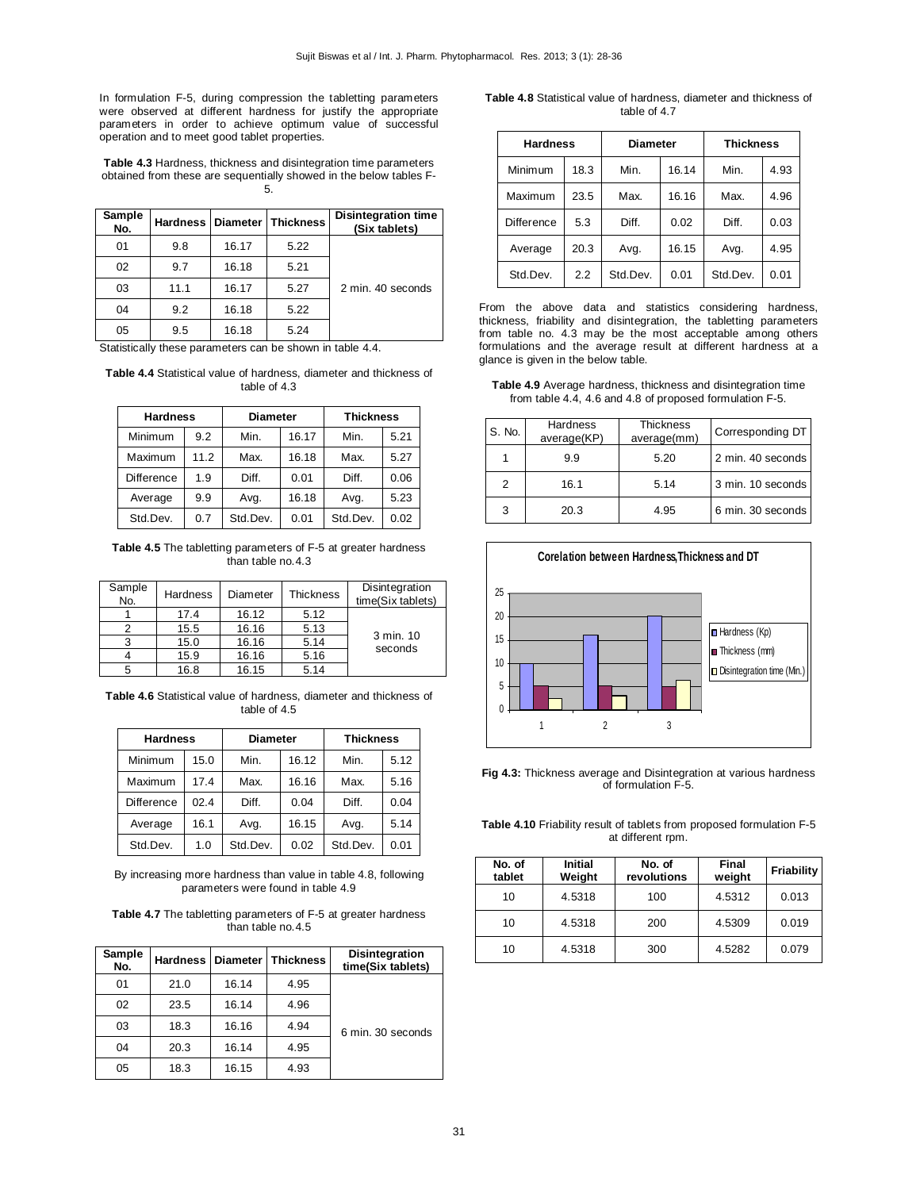In formulation F-5, during compression the tabletting parameters were observed at different hardness for justify the appropriate parameters in order to achieve optimum value of successful operation and to meet good tablet properties.

**Table 4.3** Hardness, thickness and disintegration time parameters obtained from these are sequentially showed in the below tables F-5.

| Sample No. | Hardness | Diameter | Thickness | Disintegration time (Six tablets) |
|---|---|---|---|---|
| 01 | 9.8 | 16.17 | 5.22 | 2 min. 40 seconds |
| 02 | 9.7 | 16.18 | 5.21 | |
| 03 | 11.1 | 16.17 | 5.27 | |
| 04 | 9.2 | 16.18 | 5.22 | |
| 05 | 9.5 | 16.18 | 5.24 | |

Statistically these parameters can be shown in table 4.4.

**Table 4.4** Statistical value of hardness, diameter and thickness of table of 4.3

| Hardness | | Diameter | | Thickness | |
|---|---|---|---|---|---|
| Minimum | 9.2 | Min. | 16.17 | Min. | 5.21 |
| Maximum | 11.2 | Max. | 16.18 | Max. | 5.27 |
| Difference | 1.9 | Diff. | 0.01 | Diff. | 0.06 |
| Average | 9.9 | Avg. | 16.18 | Avg. | 5.23 |
| Std.Dev. | 0.7 | Std.Dev. | 0.01 | Std.Dev. | 0.02 |

**Table 4.5** The tabletting parameters of F-5 at greater hardness than table no.4.3

| Sample No. | Hardness | Diameter | Thickness | Disintegration time(Six tablets) |
|---|---|---|---|---|
| 1 | 17.4 | 16.12 | 5.12 | 3 min. 10 seconds |
| 2 | 15.5 | 16.16 | 5.13 | |
| 3 | 15.0 | 16.16 | 5.14 | |
| 4 | 15.9 | 16.16 | 5.16 | |
| 5 | 16.8 | 16.15 | 5.14 | |

**Table 4.6** Statistical value of hardness, diameter and thickness of table of 4.5

| Hardness | | Diameter | | Thickness | |
|---|---|---|---|---|---|
| Minimum | 15.0 | Min. | 16.12 | Min. | 5.12 |
| Maximum | 17.4 | Max. | 16.16 | Max. | 5.16 |
| Difference | 02.4 | Diff. | 0.04 | Diff. | 0.04 |
| Average | 16.1 | Avg. | 16.15 | Avg. | 5.14 |
| Std.Dev. | 1.0 | Std.Dev. | 0.02 | Std.Dev. | 0.01 |

By increasing more hardness than value in table 4.8, following parameters were found in table 4.9

**Table 4.7** The tabletting parameters of F-5 at greater hardness than table no.4.5

| Sample No. | Hardness | Diameter | Thickness | Disintegration time(Six tablets) |
|---|---|---|---|---|
| 01 | 21.0 | 16.14 | 4.95 | 6 min. 30 seconds |
| 02 | 23.5 | 16.14 | 4.96 | |
| 03 | 18.3 | 16.16 | 4.94 | |
| 04 | 20.3 | 16.14 | 4.95 | |
| 05 | 18.3 | 16.15 | 4.93 | |

**Table 4.8** Statistical value of hardness, diameter and thickness of table of 4.7

| Hardness | | Diameter | | Thickness | |
|---|---|---|---|---|---|
| Minimum | 18.3 | Min. | 16.14 | Min. | 4.93 |
| Maximum | 23.5 | Max. | 16.16 | Max. | 4.96 |
| Difference | 5.3 | Diff. | 0.02 | Diff. | 0.03 |
| Average | 20.3 | Avg. | 16.15 | Avg. | 4.95 |
| Std.Dev. | 2.2 | Std.Dev. | 0.01 | Std.Dev. | 0.01 |

From the above data and statistics considering hardness, thickness, friability and disintegration, the tabletting parameters from table no. 4.3 may be the most acceptable among others formulations and the average result at different hardness at a glance is given in the below table.

**Table 4.9** Average hardness, thickness and disintegration time from table 4.4, 4.6 and 4.8 of proposed formulation F-5.

| S. No. | Hardness average(KP) | Thickness average(mm) | Corresponding DT |
|---|---|---|---|
| 1 | 9.9 | 5.20 | 2 min. 40 seconds |
| 2 | 16.1 | 5.14 | 3 min. 10 seconds |
| 3 | 20.3 | 4.95 | 6 min. 30 seconds |

Corelation between Hardness,Thickness and DT

25
20
15
10
5
0

1 2 3

Hardness (Kp)
Thickness (mm)
Disintegration time (Min.)

**Fig 4.3:** Thickness average and Disintegration at various hardness of formulation F-5.

**Table 4.10** Friability result of tablets from proposed formulation F-5 at different rpm.

| No. of tablet | Initial Weight | No. of revolutions | Final weight | Friability |
|---|---|---|---|---|
| 10 | 4.5318 | 100 | 4.5312 | 0.013 |
| 10 | 4.5318 | 200 | 4.5309 | 0.019 |
| 10 | 4.5318 | 300 | 4.5282 | 0.079 |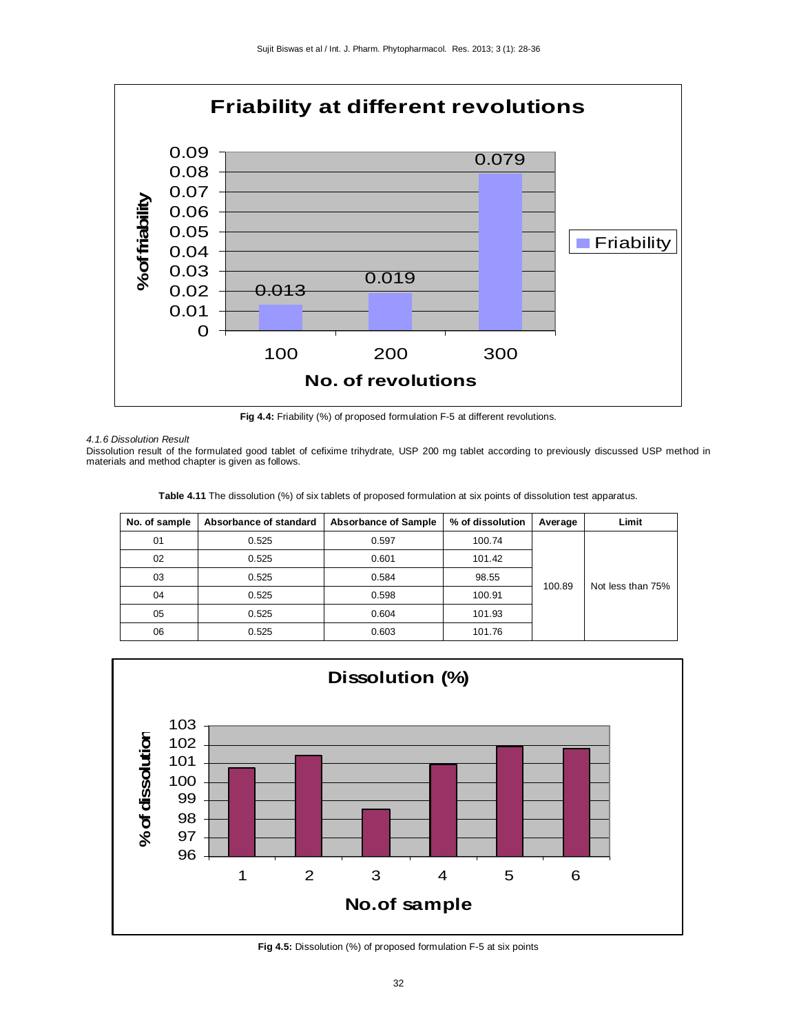Friability at different revolutions

% of friability

0.09
0.08
0.07
0.06
0.05
0.04
0.03
0.02
0.01
0

0.013
0.019
0.079

100
200
300

No. of revolutions

Friability

**Fig 4.4:** Friability (%) of proposed formulation F-5 at different revolutions.

*4.1.6 Dissolution Result*

Dissolution result of the formulated good tablet of cefixime trihydrate, USP 200 mg tablet according to previously discussed USP method in materials and method chapter is given as follows.

**Table 4.11** The dissolution (%) of six tablets of proposed formulation at six points of dissolution test apparatus.

| No. of sample | Absorbance of standard | Absorbance of Sample | % of dissolution | Average | Limit |
|---|---|---|---|---|---|
| 01 | 0.525 | 0.597 | 100.74 | 100.89 | Not less than 75% |
| 02 | 0.525 | 0.601 | 101.42 | | |
| 03 | 0.525 | 0.584 | 98.55 | | |
| 04 | 0.525 | 0.598 | 100.91 | | |
| 05 | 0.525 | 0.604 | 101.93 | | |
| 06 | 0.525 | 0.603 | 101.76 | | |

Dissolution (%)

% of dissolution

103
102
101
100
99
98
97
96

1
2
3
4
5
6

No.of sample

**Fig 4.5:** Dissolution (%) of proposed formulation F-5 at six points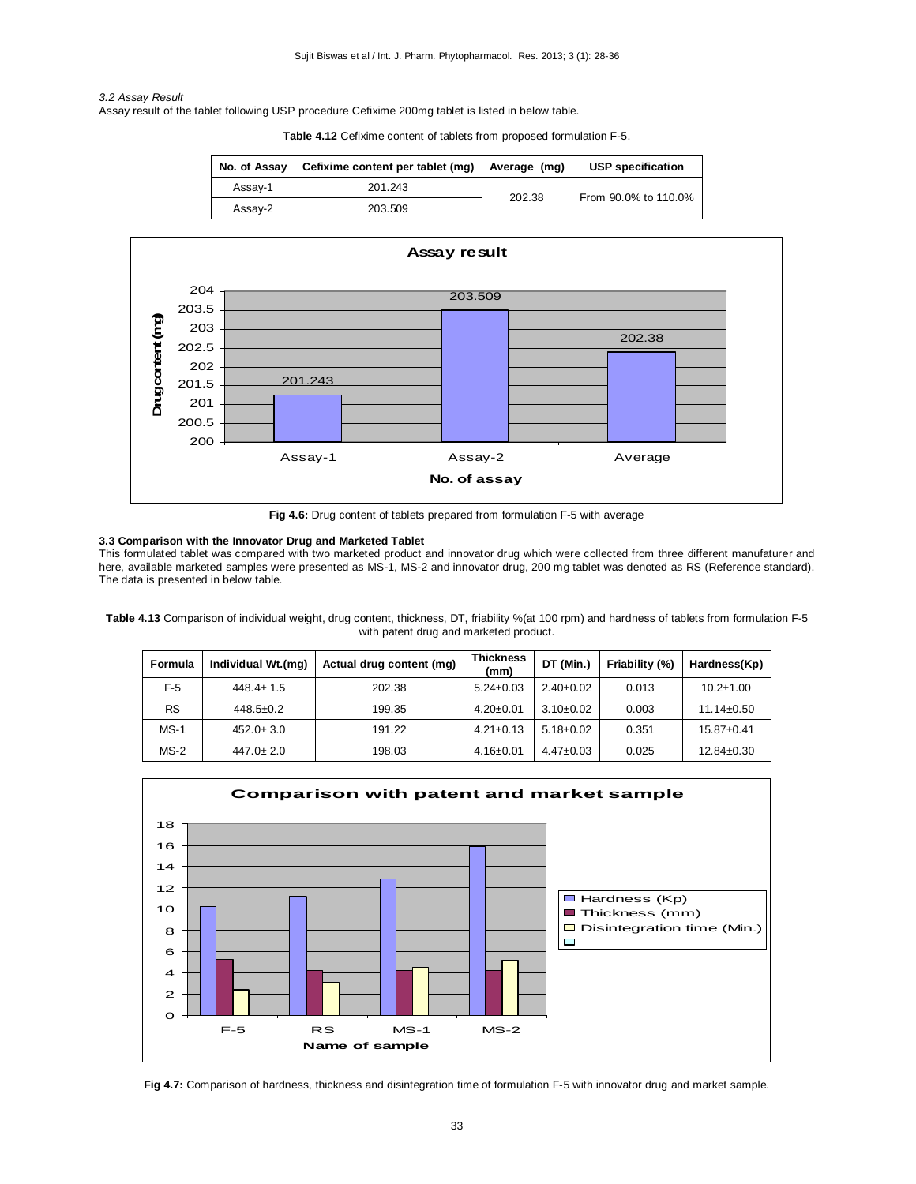*3.2 Assay Result*

Assay result of the tablet following USP procedure Cefixime 200mg tablet is listed in below table.

**Table 4.12** Cefixime content of tablets from proposed formulation F-5.

| No. of Assay | Cefixime content per tablet (mg) | Average (mg) | USP specification |
|---|---|---|---|
| Assay-1 | 201.243 | 202.38 | From 90.0% to 110.0% |
| Assay-2 | 203.509 | | |

Assay result

Drug content (mg)

204
203.5
203
202.5
202
201.5
201
200.5
200

201.243
203.509
202.38

Assay-1
Assay-2
Average

No. of assay

**Fig 4.6:** Drug content of tablets prepared from formulation F-5 with average

**3.3 Comparison with the Innovator Drug and Marketed Tablet**

This formulated tablet was compared with two marketed product and innovator drug which were collected from three different manufaturer and here, available marketed samples were presented as MS-1, MS-2 and innovator drug, 200 mg tablet was denoted as RS (Reference standard). The data is presented in below table.

**Table 4.13** Comparison of individual weight, drug content, thickness, DT, friability %(at 100 rpm) and hardness of tablets from formulation F-5 with patent drug and marketed product.

| Formula | Individual Wt.(mg) | Actual drug content (mg) | Thickness (mm) | DT (Min.) | Friability (%) | Hardness(Kp) |
|---|---|---|---|---|---|---|
| F-5 | 448.4± 1.5 | 202.38 | 5.24±0.03 | 2.40±0.02 | 0.013 | 10.2±1.00 |
| RS | 448.5±0.2 | 199.35 | 4.20±0.01 | 3.10±0.02 | 0.003 | 11.14±0.50 |
| MS-1 | 452.0± 3.0 | 191.22 | 4.21±0.13 | 5.18±0.02 | 0.351 | 15.87±0.41 |
| MS-2 | 447.0± 2.0 | 198.03 | 4.16±0.01 | 4.47±0.03 | 0.025 | 12.84±0.30 |

Comparison with patent and market sample

18
16
14
12
10
8
6
4
2
0

F-5
RS
MS-1
MS-2

Name of sample

Hardness (Kp)
Thickness (mm)
Disintegration time (Min.)

**Fig 4.7:** Comparison of hardness, thickness and disintegration time of formulation F-5 with innovator drug and market sample.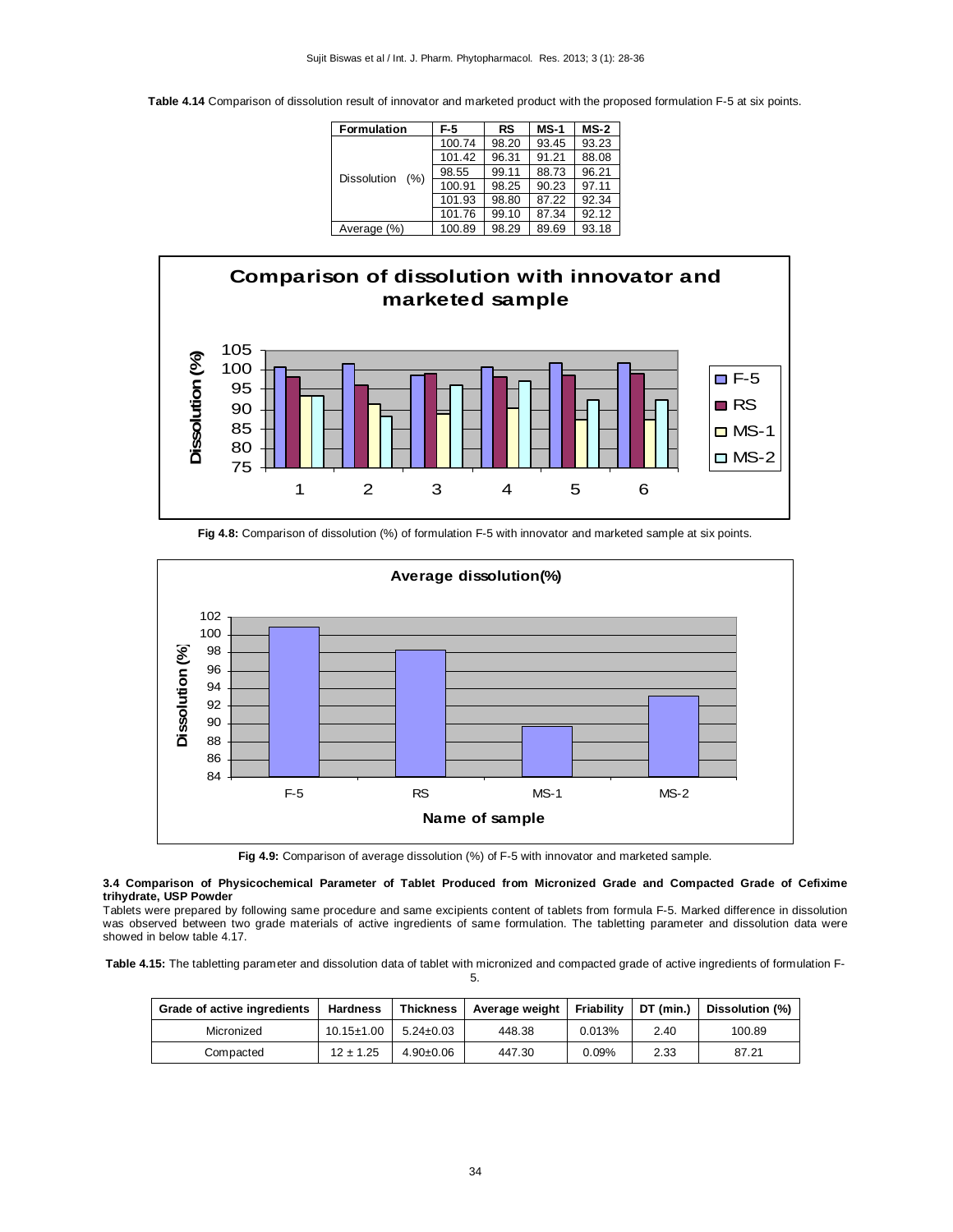**Table 4.14** Comparison of dissolution result of innovator and marketed product with the proposed formulation F-5 at six points.

| Formulation | F-5 | RS | MS-1 | MS-2 |
|---|---|---|---|---|
| Dissolution (%) | 100.74 | 98.20 | 93.45 | 93.23 |
| | 101.42 | 96.31 | 91.21 | 88.08 |
| | 98.55 | 99.11 | 88.73 | 96.21 |
| | 100.91 | 98.25 | 90.23 | 97.11 |
| | 101.93 | 98.80 | 87.22 | 92.34 |
| | 101.76 | 99.10 | 87.34 | 92.12 |
| Average (%) | 100.89 | 98.29 | 89.69 | 93.18 |

**Fig 4.8:** Comparison of dissolution (%) of formulation F-5 with innovator and marketed sample at six points.

**Fig 4.9:** Comparison of average dissolution (%) of F-5 with innovator and marketed sample.

### 3.4 Comparison of Physicochemical Parameter of Tablet Produced from Micronized Grade and Compacted Grade of Cefixime trihydrate, USP Powder

Tablets were prepared by following same procedure and same excipients content of tablets from formula F-5. Marked difference in dissolution was observed between two grade materials of active ingredients of same formulation. The tabletting parameter and dissolution data were showed in below table 4.17.

**Table 4.15:** The tabletting parameter and dissolution data of tablet with micronized and compacted grade of active ingredients of formulation F-5.

| Grade of active ingredients | Hardness | Thickness | Average weight | Friability | DT (min.) | Dissolution (%) |
|---|---|---|---|---|---|---|
| Micronized | 10.15±1.00 | 5.24±0.03 | 448.38 | 0.013% | 2.40 | 100.89 |
| Compacted | 12 ± 1.25 | 4.90±0.06 | 447.30 | 0.09% | 2.33 | 87.21 |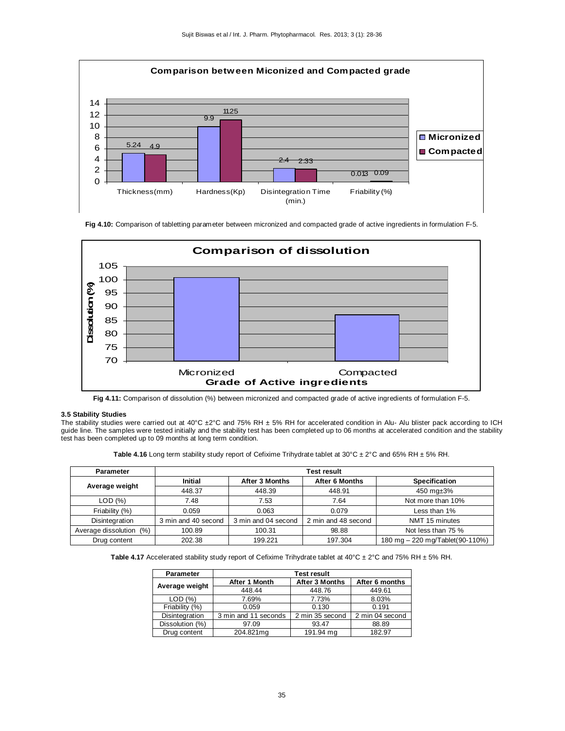Comparison between Miconized and Compacted grade

14
12
10
8
6
4
2
0

5.24 4.9
9.9 11.25
2.4 2.33
0.013 0.09

Thickness(mm)
Hardness(Kp)
Disintegration Time (min.)
Friability (%)

Micronized
Compacted

**Fig 4.10:** Comparison of tabletting parameter between micronized and compacted grade of active ingredients in formulation F-5.

Comparison of dissolution

Dissolution (%)

105
100
95
90
85
80
75
70

Micronized
Compacted

Grade of Active ingredients

**Fig 4.11:** Comparison of dissolution (%) between micronized and compacted grade of active ingredients of formulation F-5.

### 3.5 Stability Studies

The stability studies were carried out at 40°C ±2°C and 75% RH ± 5% RH for accelerated condition in Alu- Alu blister pack according to ICH guide line. The samples were tested initially and the stability test has been completed up to 06 months at accelerated condition and the stability test has been completed up to 09 months at long term condition.

**Table 4.16** Long term stability study report of Cefixime Trihydrate tablet at 30°C ± 2°C and 65% RH ± 5% RH.

| Parameter | Test result | | | |
|---|---|---|---|---|
| Average weight | Initial | After 3 Months | After 6 Months | Specification |
| | 448.37 | 448.39 | 448.91 | 450 mg±3% |
| LOD (%) | 7.48 | 7.53 | 7.64 | Not more than 10% |
| Friability (%) | 0.059 | 0.063 | 0.079 | Less than 1% |
| Disintegration | 3 min and 40 second | 3 min and 04 second | 2 min and 48 second | NMT 15 minutes |
| Average dissolution (%) | 100.89 | 100.31 | 98.88 | Not less than 75 % |
| Drug content | 202.38 | 199.221 | 197.304 | 180 mg – 220 mg/Tablet(90-110%) |

**Table 4.17** Accelerated stability study report of Cefixime Trihydrate tablet at 40°C ± 2°C and 75% RH ± 5% RH.

| Parameter | Test result | | |
|---|---|---|---|
| Average weight | After 1 Month | After 3 Months | After 6 months |
| | 448.44 | 448.76 | 449.61 |
| LOD (%) | 7.69% | 7.73% | 8.03% |
| Friability (%) | 0.059 | 0.130 | 0.191 |
| Disintegration | 3 min and 11 seconds | 2 min 35 second | 2 min 04 second |
| Dissolution (%) | 97.09 | 93.47 | 88.89 |
| Drug content | 204.821mg | 191.94 mg | 182.97 |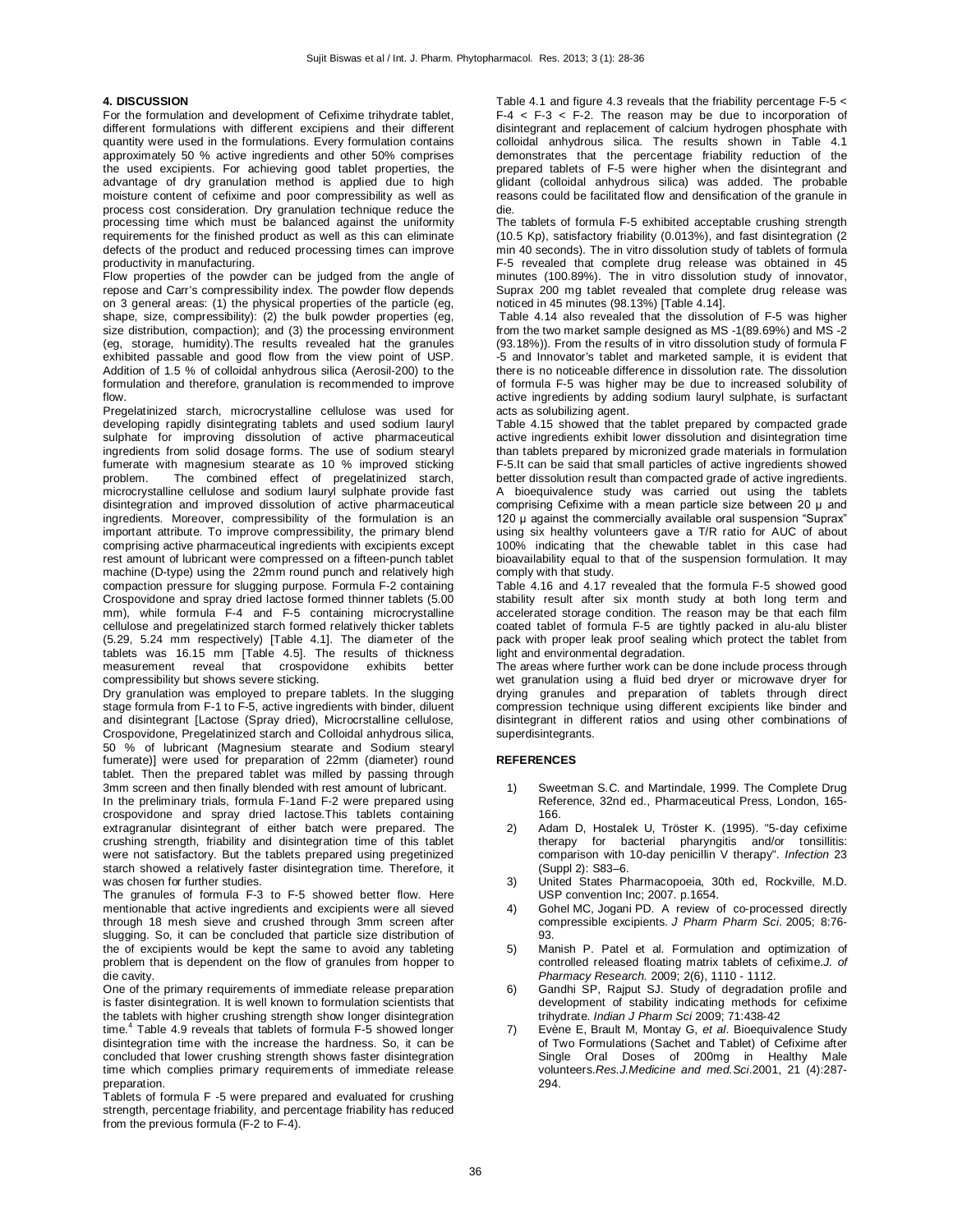## 4. DISCUSSION

For the formulation and development of Cefixime trihydrate tablet, different formulations with different excipients and their different quantity were used in the formulations. Every formulation contains approximately 50 % active ingredients and other 50% comprises the used excipients. For achieving good tablet properties, the advantage of dry granulation method is applied due to high moisture content of cefixime and poor compressibility as well as process cost consideration. Dry granulation technique reduce the processing time which must be balanced against the uniformity requirements for the finished product as well as this can eliminate defects of the product and reduced processing times can improve productivity in manufacturing.

Flow properties of the powder can be judged from the angle of repose and Carr's compressibility index. The powder flow depends on 3 general areas: (1) the physical properties of the particle (eg, shape, size, compressibility): (2) the bulk powder properties (eg, size distribution, compaction); and (3) the processing environment (eg, storage, humidity).The results revealed hat the granules exhibited passable and good flow from the view point of USP. Addition of 1.5 % of colloidal anhydrous silica (Aerosil-200) to the formulation and therefore, granulation is recommended to improve flow.

Pregelatinized starch, microcrystalline cellulose was used for developing rapidly disintegrating tablets and used sodium lauryl sulphate for improving dissolution of active pharmaceutical ingredients from solid dosage forms. The use of sodium stearyl fumerate with magnesium stearate as 10 % improved sticking problem. The combined effect of pregelatinized starch, microcrystalline cellulose and sodium lauryl sulphate provide fast disintegration and improved dissolution of active pharmaceutical ingredients. Moreover, compressibility of the formulation is an important attribute. To improve compressibility, the primary blend comprising active pharmaceutical ingredients with excipients except rest amount of lubricant were compressed on a fifteen-punch tablet machine (D-type) using the 22mm round punch and relatively high compaction pressure for slugging purpose. Formula F-2 containing Crospovidone and spray dried lactose formed thinner tablets (5.00 mm), while formula F-4 and F-5 containing microcrystalline cellulose and pregelatinized starch formed relatively thicker tablets (5.29, 5.24 mm respectively) [Table 4.1]. The diameter of the tablets was 16.15 mm [Table 4.5]. The results of thickness measurement reveal that crospovidone exhibits better compressibility but shows severe sticking.

Dry granulation was employed to prepare tablets. In the slugging stage formula from F-1 to F-5, active ingredients with binder, diluent and disintegrant [Lactose (Spray dried), Microcrstalline cellulose, Crospovidone, Pregelatinized starch and Colloidal anhydrous silica, 50 % of lubricant (Magnesium stearate and Sodium stearyl fumerate)] were used for preparation of 22mm (diameter) round tablet. Then the prepared tablet was milled by passing through 3mm screen and then finally blended with rest amount of lubricant.

In the preliminary trials, formula F-1and F-2 were prepared using crospovidone and spray dried lactose.This tablets containing extragranular disintegrant of either batch were prepared. The crushing strength, friability and disintegration time of this tablet were not satisfactory. But the tablets prepared using pregetinized starch showed a relatively faster disintegration time. Therefore, it was chosen for further studies.

The granules of formula F-3 to F-5 showed better flow. Here mentionable that active ingredients and excipients were all sieved through 18 mesh sieve and crushed through 3mm screen after slugging. So, it can be concluded that particle size distribution of the of excipients would be kept the same to avoid any tableting problem that is dependent on the flow of granules from hopper to die cavity.

One of the primary requirements of immediate release preparation is faster disintegration. It is well known to formulation scientists that the tablets with higher crushing strength show longer disintegration time.[4] Table 4.9 reveals that tablets of formula F-5 showed longer disintegration time with the increase the hardness. So, it can be concluded that lower crushing strength shows faster disintegration time which complies primary requirements of immediate release preparation.

Tablets of formula F -5 were prepared and evaluated for crushing strength, percentage friability, and percentage friability has reduced from the previous formula (F-2 to F-4).

Table 4.1 and figure 4.3 reveals that the friability percentage F-5 < F-4 < F-3 < F-2. The reason may be due to incorporation of disintegrant and replacement of calcium hydrogen phosphate with colloidal anhydrous silica. The results shown in Table 4.1 demonstrates that the percentage friability reduction of the prepared tablets of F-5 were higher when the disintegrant and glidant (colloidal anhydrous silica) was added. The probable reasons could be facilitated flow and densification of the granule in die.

The tablets of formula F-5 exhibited acceptable crushing strength (10.5 Kp), satisfactory friability (0.013%), and fast disintegration (2 min 40 seconds). The in vitro dissolution study of tablets of formula F-5 revealed that complete drug release was obtained in 45 minutes (100.89%). The in vitro dissolution study of innovator, Suprax 200 mg tablet revealed that complete drug release was noticed in 45 minutes (98.13%) [Table 4.14].

Table 4.14 also revealed that the dissolution of F-5 was higher from the two market sample designed as MS -1(89.69%) and MS -2 (93.18%)). From the results of in vitro dissolution study of formula F -5 and Innovator's tablet and marketed sample, it is evident that there is no noticeable difference in dissolution rate. The dissolution of formula F-5 was higher may be due to increased solubility of active ingredients by adding sodium lauryl sulphate, is surfactant acts as solubilizing agent.

Table 4.15 showed that the tablet prepared by compacted grade active ingredients exhibit lower dissolution and disintegration time than tablets prepared by micronized grade materials in formulation F-5.It can be said that small particles of active ingredients showed better dissolution result than compacted grade of active ingredients. A bioequivalence study was carried out using the tablets comprising Cefixime with a mean particle size between 20 μ and 120 μ against the commercially available oral suspension "Suprax" using six healthy volunteers gave a T/R ratio for AUC of about 100% indicating that the chewable tablet in this case had bioavailability equal to that of the suspension formulation. It may comply with that study.

Table 4.16 and 4.17 revealed that the formula F-5 showed good stability result after six month study at both long term and accelerated storage condition. The reason may be that each film coated tablet of formula F-5 are tightly packed in alu-alu blister pack with proper leak proof sealing which protect the tablet from light and environmental degradation.

The areas where further work can be done include process through wet granulation using a fluid bed dryer or microwave dryer for drying granules and preparation of tablets through direct compression technique using different excipients like binder and disintegrant in different ratios and using other combinations of superdisintegrants.

## REFERENCES

1) Sweetman S.C. and Martindale, 1999. The Complete Drug Reference, 32nd ed., Pharmaceutical Press, London, 165-166.
2) Adam D, Hostalek U, Tröster K. (1995). "5-day cefixime therapy for bacterial pharyngitis and/or tonsillitis: comparison with 10-day penicillin V therapy". *Infection* 23 (Suppl 2): S83–6.
3) United States Pharmacopoeia, 30th ed, Rockville, M.D. USP convention Inc; 2007. p.1654.
4) Gohel MC, Jogani PD. A review of co-processed directly compressible excipients. *J Pharm Pharm Sci*. 2005; 8:76-93.
5) Manish P. Patel et al. Formulation and optimization of controlled released floating matrix tablets of cefixime.*J. of Pharmacy Research.* 2009; 2(6), 1110 - 1112.
6) Gandhi SP, Rajput SJ. Study of degradation profile and development of stability indicating methods for cefixime trihydrate. *Indian J Pharm Sci* 2009; 71:438-42
7) Evène E, Brault M, Montay G, *et al*. Bioequivalence Study of Two Formulations (Sachet and Tablet) of Cefixime after Single Oral Doses of 200mg in Healthy Male volunteers.*Res.J.Medicine and med.Sci*.2001, 21 (4):287-294.